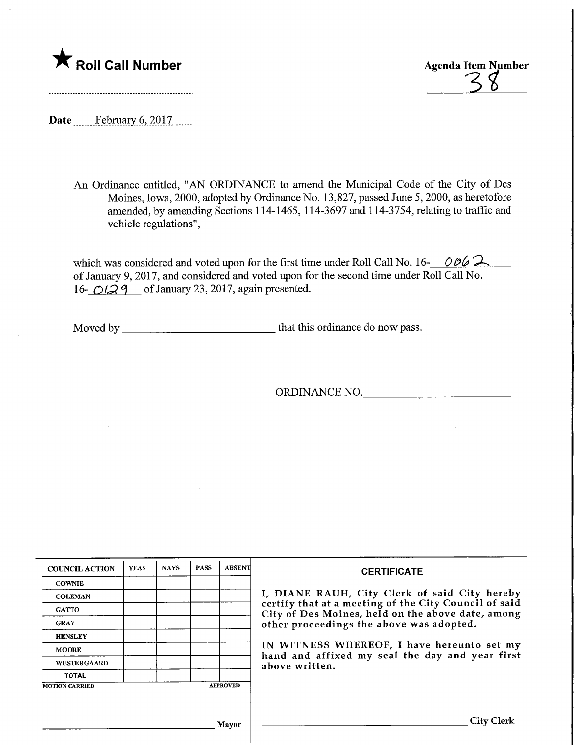★ **Roll Call Number**

**Agenda Item Number**
38

Date February 6, 2017

An Ordinance entitled, "AN ORDINANCE to amend the Municipal Code of the City of Des Moines, Iowa, 2000, adopted by Ordinance No. 13,827, passed June 5, 2000, as heretofore amended, by amending Sections 114-1465, 114-3697 and 114-3754, relating to traffic and vehicle regulations",

which was considered and voted upon for the first time under Roll Call No. 16- 0062 of January 9, 2017, and considered and voted upon for the second time under Roll Call No. 16- 0129 of January 23, 2017, again presented.

Moved by \_\_\_\_\_\_\_\_\_\_\_\_\_\_\_\_\_\_\_\_\_\_\_\_\_\_ that this ordinance do now pass.

ORDINANCE NO.\_\_\_\_\_\_\_\_\_\_\_\_\_\_\_\_\_\_\_\_\_\_\_\_\_\_

| COUNCIL ACTION | YEAS | NAYS | PASS | ABSENT |
|---|---|---|---|---|
| COWNIE | | | | |
| COLEMAN | | | | |
| GATTO | | | | |
| GRAY | | | | |
| HENSLEY | | | | |
| MOORE | | | | |
| WESTERGAARD | | | | |
| TOTAL | | | | |

MOTION CARRIED APPROVED

\_\_\_\_\_\_\_\_\_\_\_\_\_\_\_\_\_\_\_\_\_\_\_\_\_\_ Mayor

**CERTIFICATE**

I, DIANE RAUH, City Clerk of said City hereby certify that at a meeting of the City Council of said City of Des Moines, held on the above date, among other proceedings the above was adopted.

IN WITNESS WHEREOF, I have hereunto set my hand and affixed my seal the day and year first above written.

\_\_\_\_\_\_\_\_\_\_\_\_\_\_\_\_\_\_\_\_\_\_\_\_\_\_ City Clerk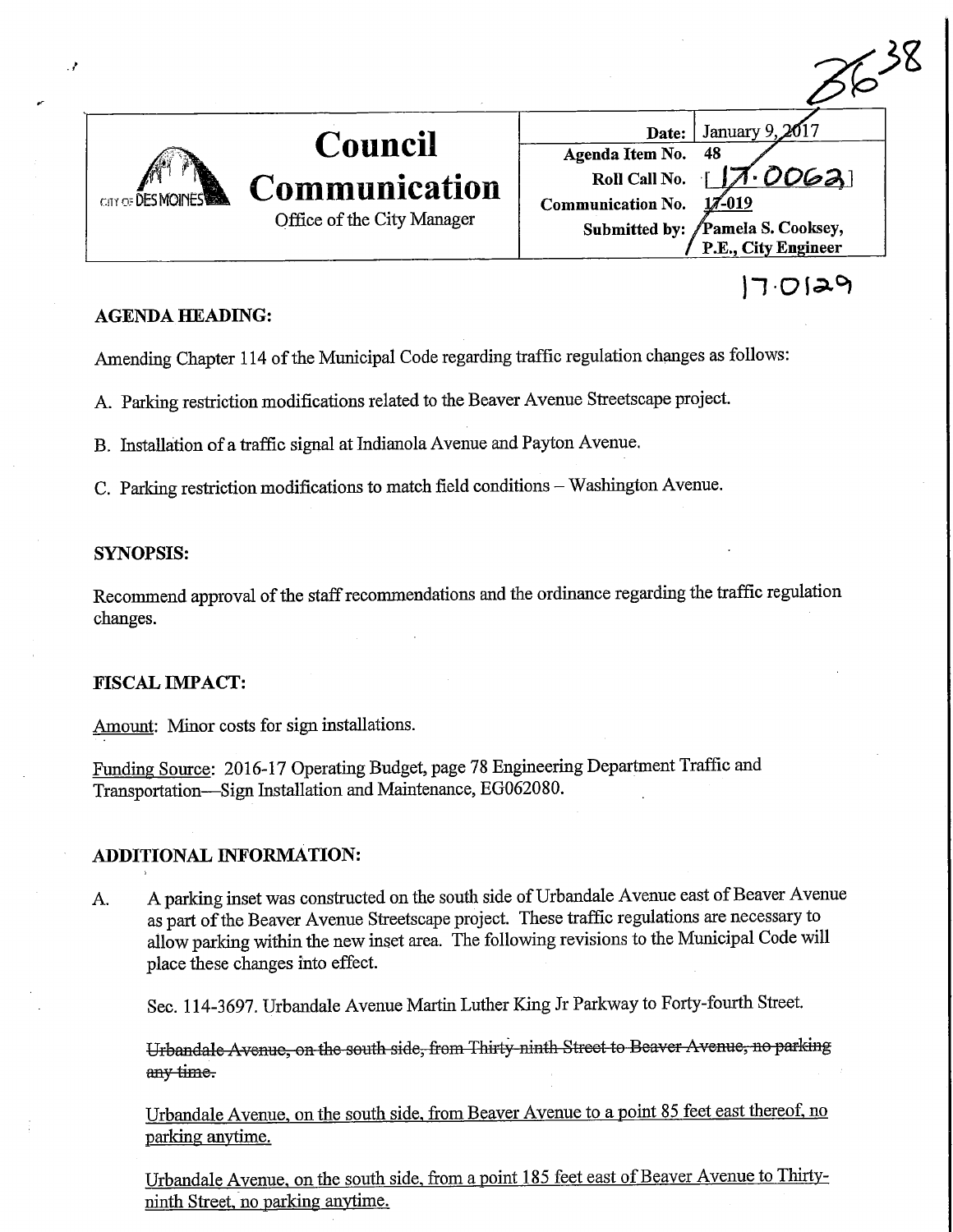3638

# Council Communication

Office of the City Manager

| | |
|---|---|
| Date: | January 9, 2017 |
| Agenda Item No. | 48 |
| Roll Call No. | [17-0062] |
| Communication No. | 17-019 |
| Submitted by: | Pamela S. Cooksey, P.E., City Engineer |

17-0129

## AGENDA HEADING:

Amending Chapter 114 of the Municipal Code regarding traffic regulation changes as follows:

A. Parking restriction modifications related to the Beaver Avenue Streetscape project.

B. Installation of a traffic signal at Indianola Avenue and Payton Avenue.

C. Parking restriction modifications to match field conditions – Washington Avenue.

## SYNOPSIS:

Recommend approval of the staff recommendations and the ordinance regarding the traffic regulation changes.

## FISCAL IMPACT:

Amount: Minor costs for sign installations.

Funding Source: 2016-17 Operating Budget, page 78 Engineering Department Traffic and Transportation—Sign Installation and Maintenance, EG062080.

## ADDITIONAL INFORMATION:

A. A parking inset was constructed on the south side of Urbandale Avenue east of Beaver Avenue as part of the Beaver Avenue Streetscape project. These traffic regulations are necessary to allow parking within the new inset area. The following revisions to the Municipal Code will place these changes into effect.

Sec. 114-3697. Urbandale Avenue Martin Luther King Jr Parkway to Forty-fourth Street.

~~Urbandale Avenue, on the south side, from Thirty-ninth Street to Beaver Avenue, no parking any time.~~

<u>Urbandale Avenue, on the south side, from Beaver Avenue to a point 85 feet east thereof, no parking anytime.</u>

<u>Urbandale Avenue, on the south side, from a point 185 feet east of Beaver Avenue to Thirty-ninth Street, no parking anytime.</u>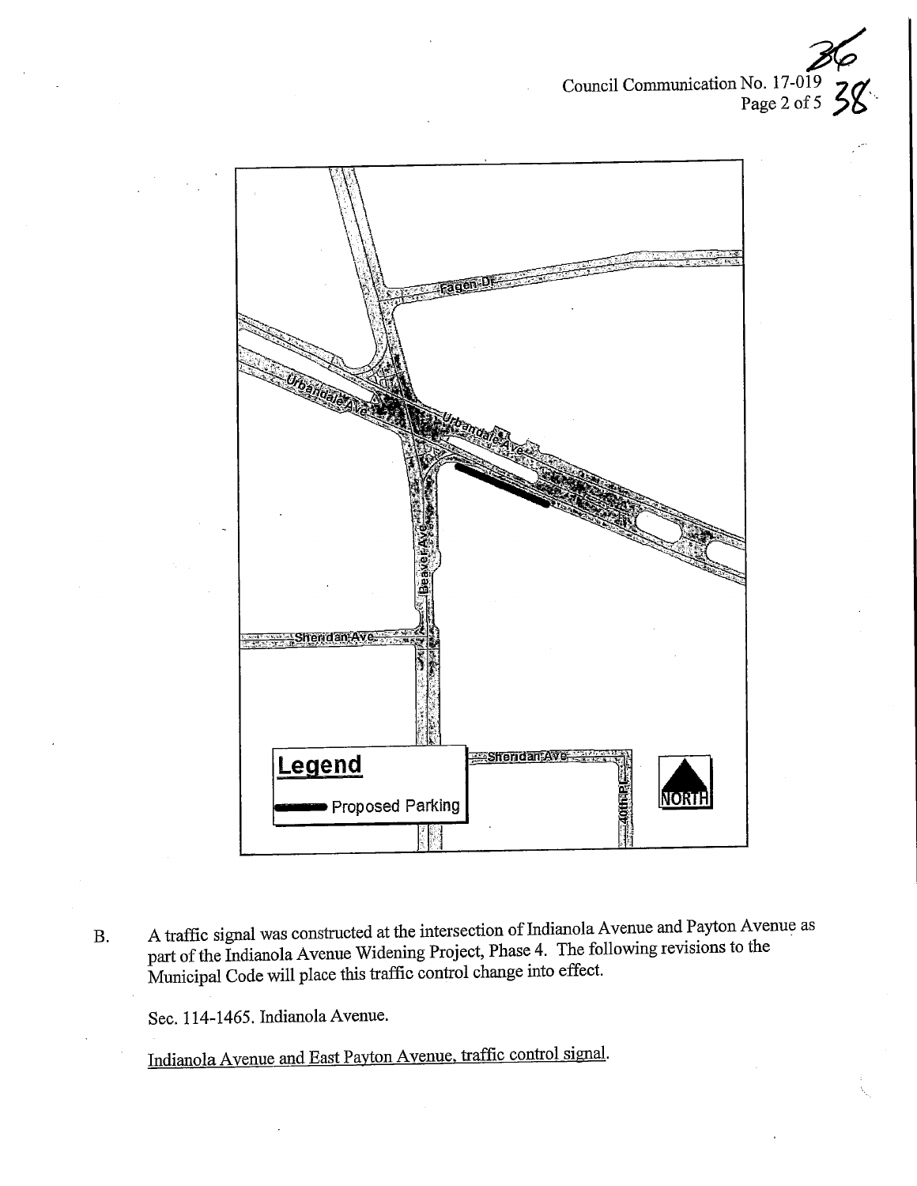B. A traffic signal was constructed at the intersection of Indianola Avenue and Payton Avenue as part of the Indianola Avenue Widening Project, Phase 4. The following revisions to the Municipal Code will place this traffic control change into effect.

Sec. 114-1465. Indianola Avenue.

<u>Indianola Avenue and East Payton Avenue, traffic control signal.</u>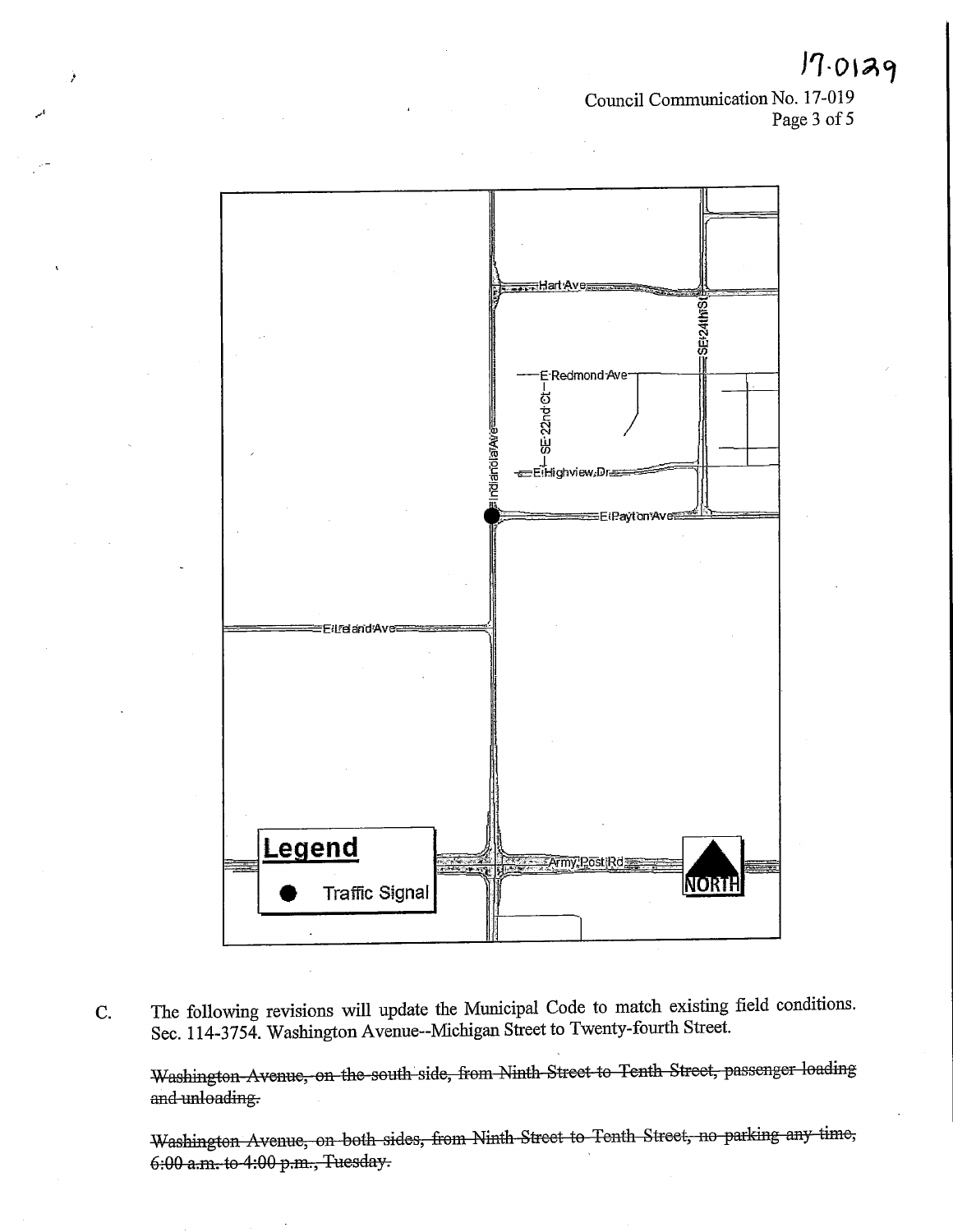C. The following revisions will update the Municipal Code to match existing field conditions. Sec. 114-3754. Washington Avenue--Michigan Street to Twenty-fourth Street.

~~Washington Avenue, on the south side, from Ninth Street to Tenth Street, passenger loading and unloading.~~

~~Washington Avenue, on both sides, from Ninth Street to Tenth Street, no parking any time, 6:00 a.m. to 4:00 p.m., Tuesday.~~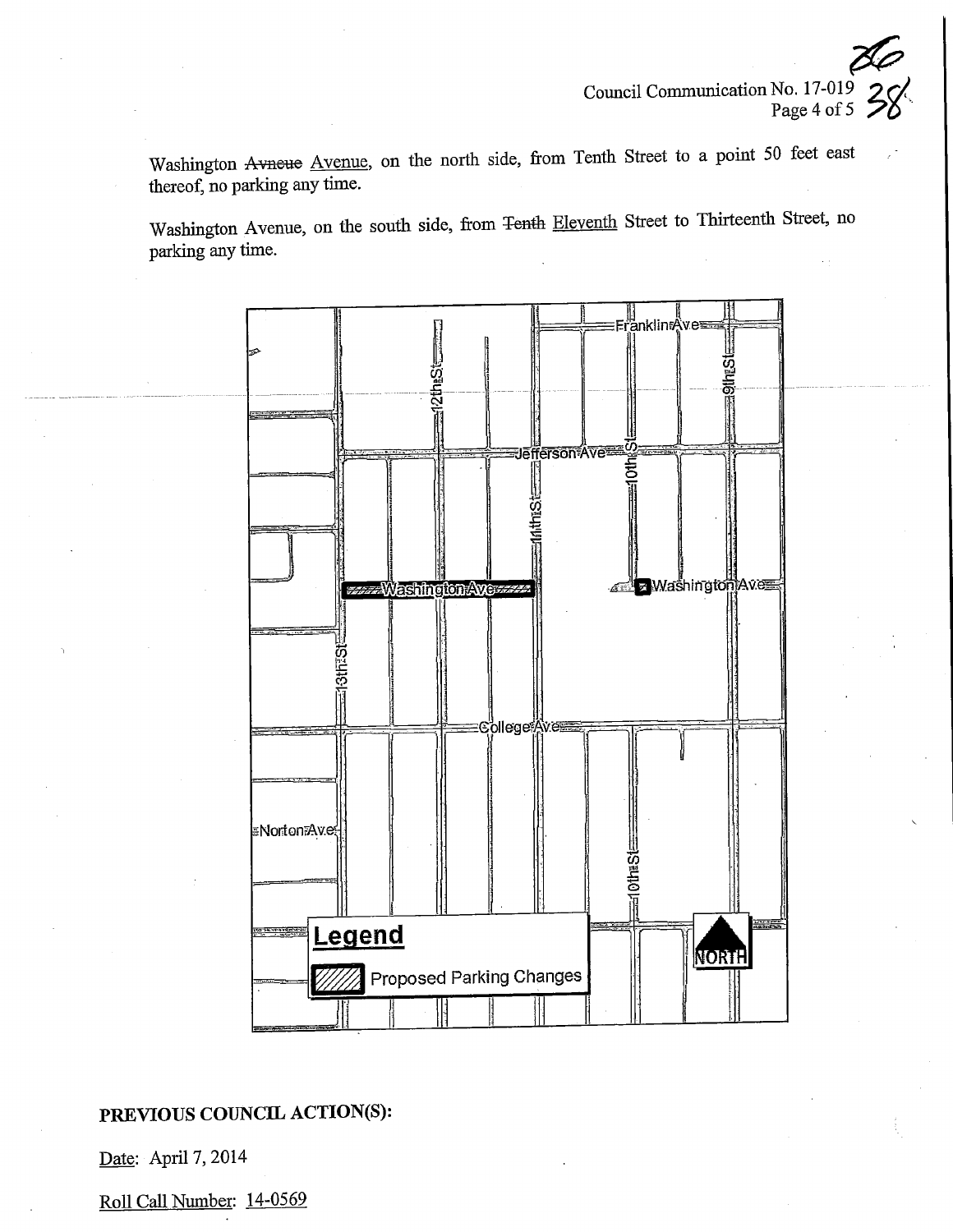Washington ~~Avneue~~ Avenue, on the north side, from Tenth Street to a point 50 feet east thereof, no parking any time.

Washington Avenue, on the south side, from ~~Tenth~~ Eleventh Street to Thirteenth Street, no parking any time.

## PREVIOUS COUNCIL ACTION(S):

Date: April 7, 2014

Roll Call Number: 14-0569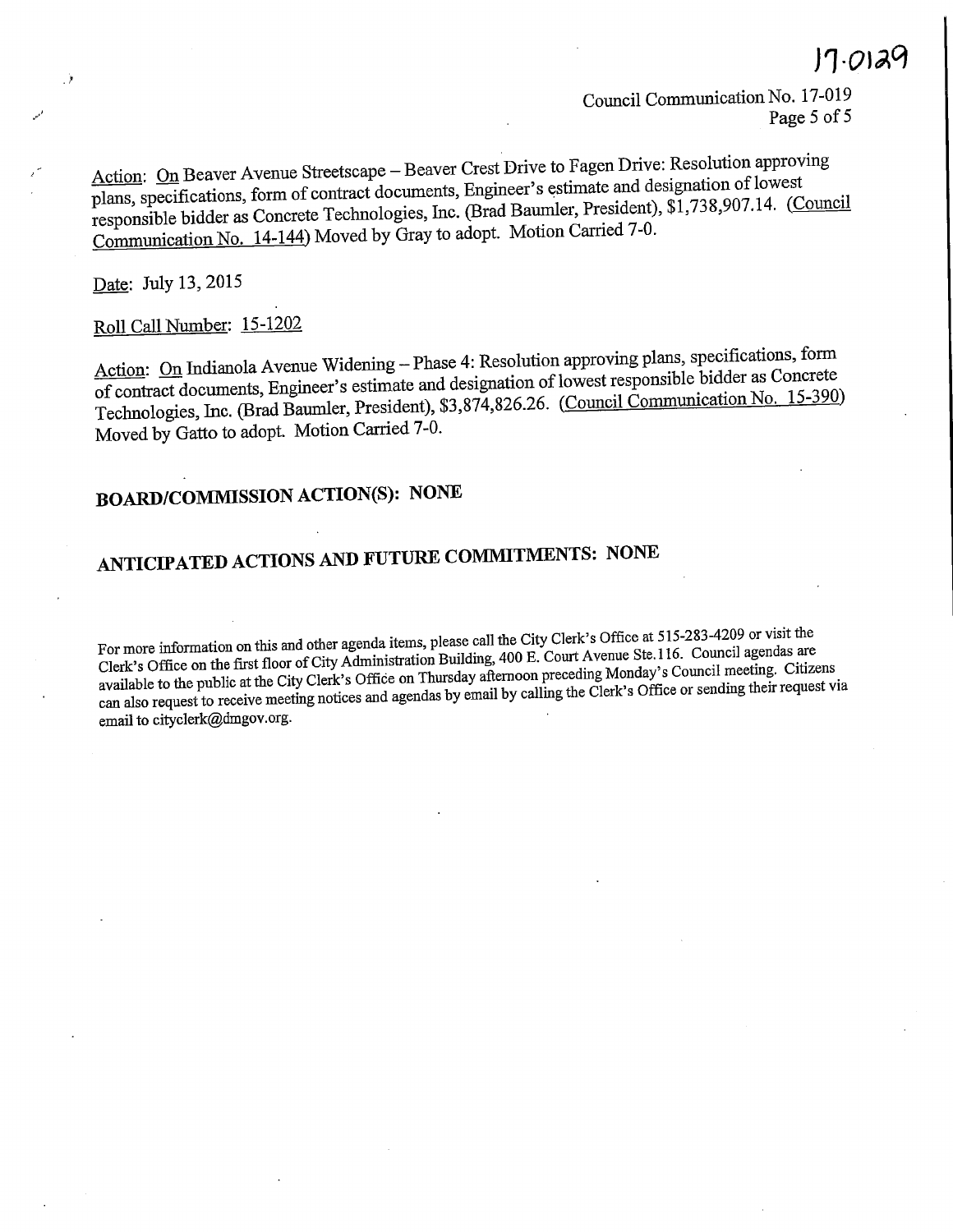Action: On Beaver Avenue Streetscape – Beaver Crest Drive to Fagen Drive: Resolution approving plans, specifications, form of contract documents, Engineer's estimate and designation of lowest responsible bidder as Concrete Technologies, Inc. (Brad Baumler, President), $1,738,907.14. (Council Communication No. 14-144) Moved by Gray to adopt. Motion Carried 7-0.

Date: July 13, 2015

Roll Call Number: 15-1202

Action: On Indianola Avenue Widening – Phase 4: Resolution approving plans, specifications, form of contract documents, Engineer's estimate and designation of lowest responsible bidder as Concrete Technologies, Inc. (Brad Baumler, President), $3,874,826.26. (Council Communication No. 15-390) Moved by Gatto to adopt. Motion Carried 7-0.

**BOARD/COMMISSION ACTION(S): NONE**

**ANTICIPATED ACTIONS AND FUTURE COMMITMENTS: NONE**

For more information on this and other agenda items, please call the City Clerk's Office at 515-283-4209 or visit the Clerk's Office on the first floor of City Administration Building, 400 E. Court Avenue Ste.116. Council agendas are available to the public at the City Clerk's Office on Thursday afternoon preceding Monday's Council meeting. Citizens can also request to receive meeting notices and agendas by email by calling the Clerk's Office or sending their request via email to cityclerk@dmgov.org.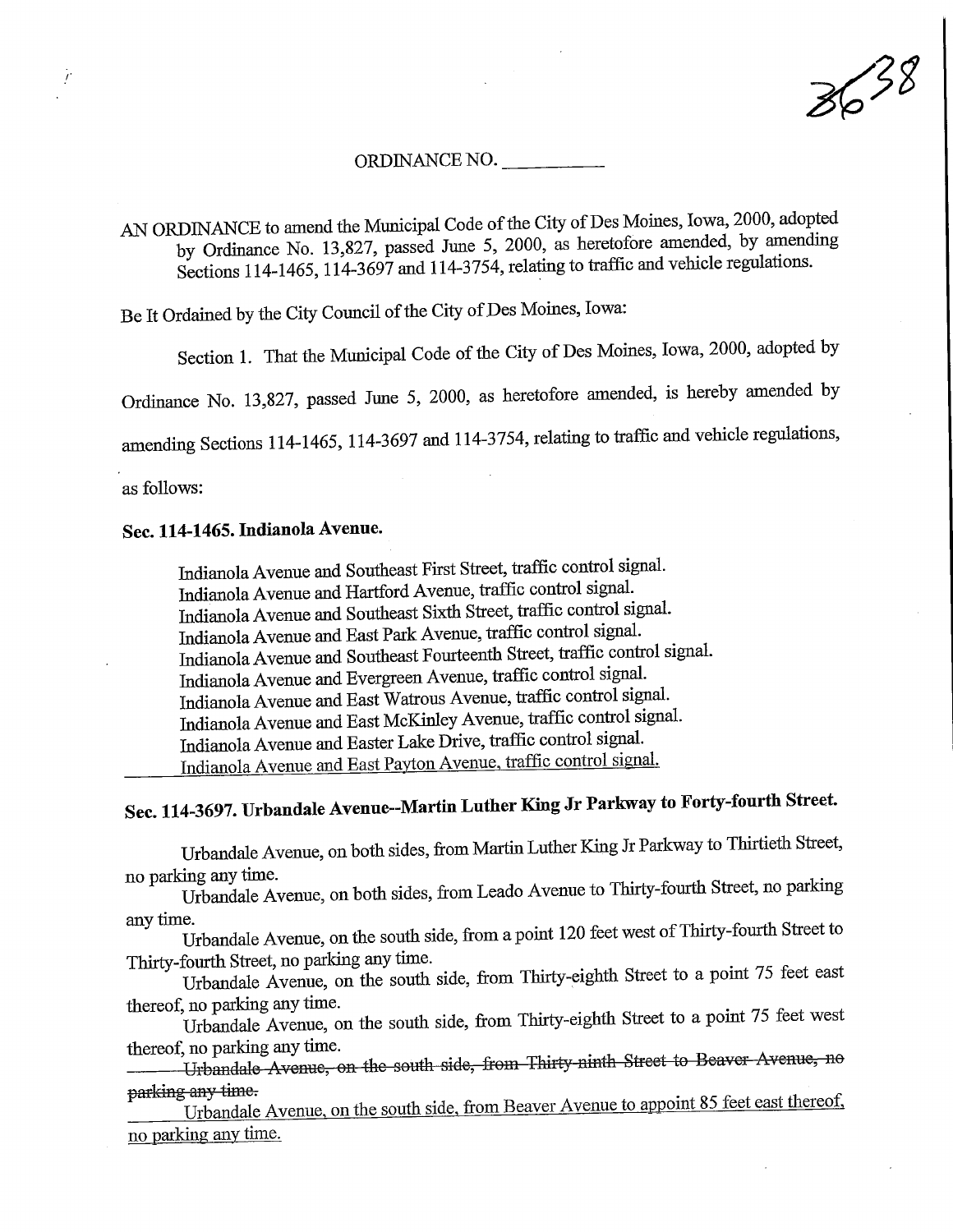3638

ORDINANCE NO. \_\_\_\_\_\_\_\_\_\_

AN ORDINANCE to amend the Municipal Code of the City of Des Moines, Iowa, 2000, adopted by Ordinance No. 13,827, passed June 5, 2000, as heretofore amended, by amending Sections 114-1465, 114-3697 and 114-3754, relating to traffic and vehicle regulations.

Be It Ordained by the City Council of the City of Des Moines, Iowa:

Section 1. That the Municipal Code of the City of Des Moines, Iowa, 2000, adopted by Ordinance No. 13,827, passed June 5, 2000, as heretofore amended, is hereby amended by amending Sections 114-1465, 114-3697 and 114-3754, relating to traffic and vehicle regulations, as follows:

**Sec. 114-1465. Indianola Avenue.**

Indianola Avenue and Southeast First Street, traffic control signal.
Indianola Avenue and Hartford Avenue, traffic control signal.
Indianola Avenue and Southeast Sixth Street, traffic control signal.
Indianola Avenue and East Park Avenue, traffic control signal.
Indianola Avenue and Southeast Fourteenth Street, traffic control signal.
Indianola Avenue and Evergreen Avenue, traffic control signal.
Indianola Avenue and East Watrous Avenue, traffic control signal.
Indianola Avenue and East McKinley Avenue, traffic control signal.
Indianola Avenue and Easter Lake Drive, traffic control signal.
<u>Indianola Avenue and East Payton Avenue, traffic control signal.</u>

**Sec. 114-3697. Urbandale Avenue--Martin Luther King Jr Parkway to Forty-fourth Street.**

Urbandale Avenue, on both sides, from Martin Luther King Jr Parkway to Thirtieth Street, no parking any time.

Urbandale Avenue, on both sides, from Leado Avenue to Thirty-fourth Street, no parking any time.

Urbandale Avenue, on the south side, from a point 120 feet west of Thirty-fourth Street to Thirty-fourth Street, no parking any time.

Urbandale Avenue, on the south side, from Thirty-eighth Street to a point 75 feet east thereof, no parking any time.

Urbandale Avenue, on the south side, from Thirty-eighth Street to a point 75 feet west thereof, no parking any time.

~~Urbandale Avenue, on the south side, from Thirty-ninth Street to Beaver Avenue, no parking any time.~~

<u>Urbandale Avenue, on the south side, from Beaver Avenue to appoint 85 feet east thereof, no parking any time.</u>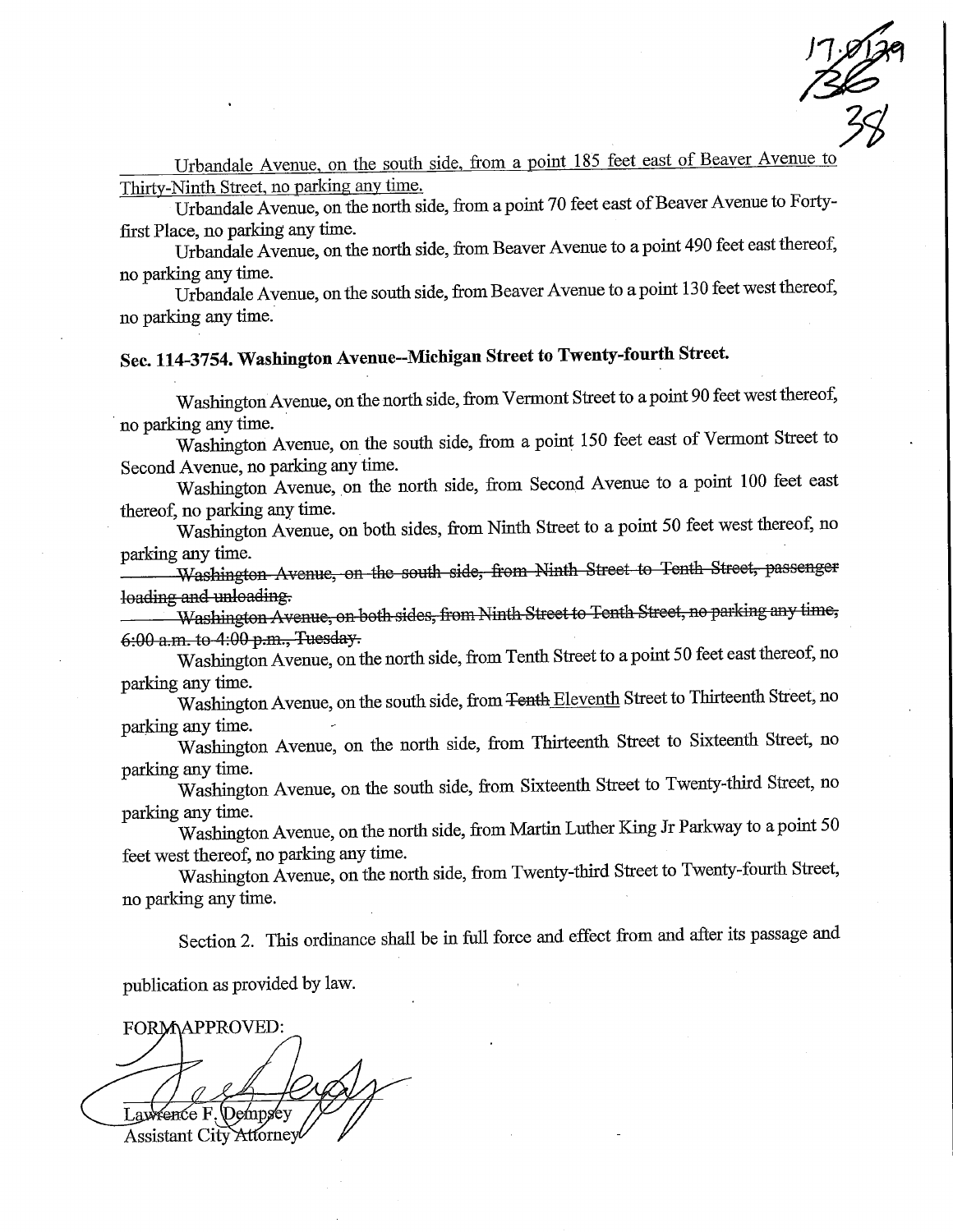17-0129
136
38

<u>Urbandale Avenue, on the south side, from a point 185 feet east of Beaver Avenue to Thirty-Ninth Street, no parking any time.</u>

Urbandale Avenue, on the north side, from a point 70 feet east of Beaver Avenue to Forty-first Place, no parking any time.

Urbandale Avenue, on the north side, from Beaver Avenue to a point 490 feet east thereof, no parking any time.

Urbandale Avenue, on the south side, from Beaver Avenue to a point 130 feet west thereof, no parking any time.

**Sec. 114-3754. Washington Avenue--Michigan Street to Twenty-fourth Street.**

Washington Avenue, on the north side, from Vermont Street to a point 90 feet west thereof, no parking any time.

Washington Avenue, on the south side, from a point 150 feet east of Vermont Street to Second Avenue, no parking any time.

Washington Avenue, on the north side, from Second Avenue to a point 100 feet east thereof, no parking any time.

Washington Avenue, on both sides, from Ninth Street to a point 50 feet west thereof, no parking any time.

~~Washington Avenue, on the south side, from Ninth Street to Tenth Street, passenger loading and unloading.~~

~~Washington Avenue, on both sides, from Ninth Street to Tenth Street, no parking any time, 6:00 a.m. to 4:00 p.m., Tuesday.~~

Washington Avenue, on the north side, from Tenth Street to a point 50 feet east thereof, no parking any time.

Washington Avenue, on the south side, from ~~Tenth~~ <u>Eleventh</u> Street to Thirteenth Street, no parking any time.

Washington Avenue, on the north side, from Thirteenth Street to Sixteenth Street, no parking any time.

Washington Avenue, on the south side, from Sixteenth Street to Twenty-third Street, no parking any time.

Washington Avenue, on the north side, from Martin Luther King Jr Parkway to a point 50 feet west thereof, no parking any time.

Washington Avenue, on the north side, from Twenty-third Street to Twenty-fourth Street, no parking any time.

Section 2. This ordinance shall be in full force and effect from and after its passage and publication as provided by law.

FORM APPROVED:

Lawrence F. Dempsey
Assistant City Attorney